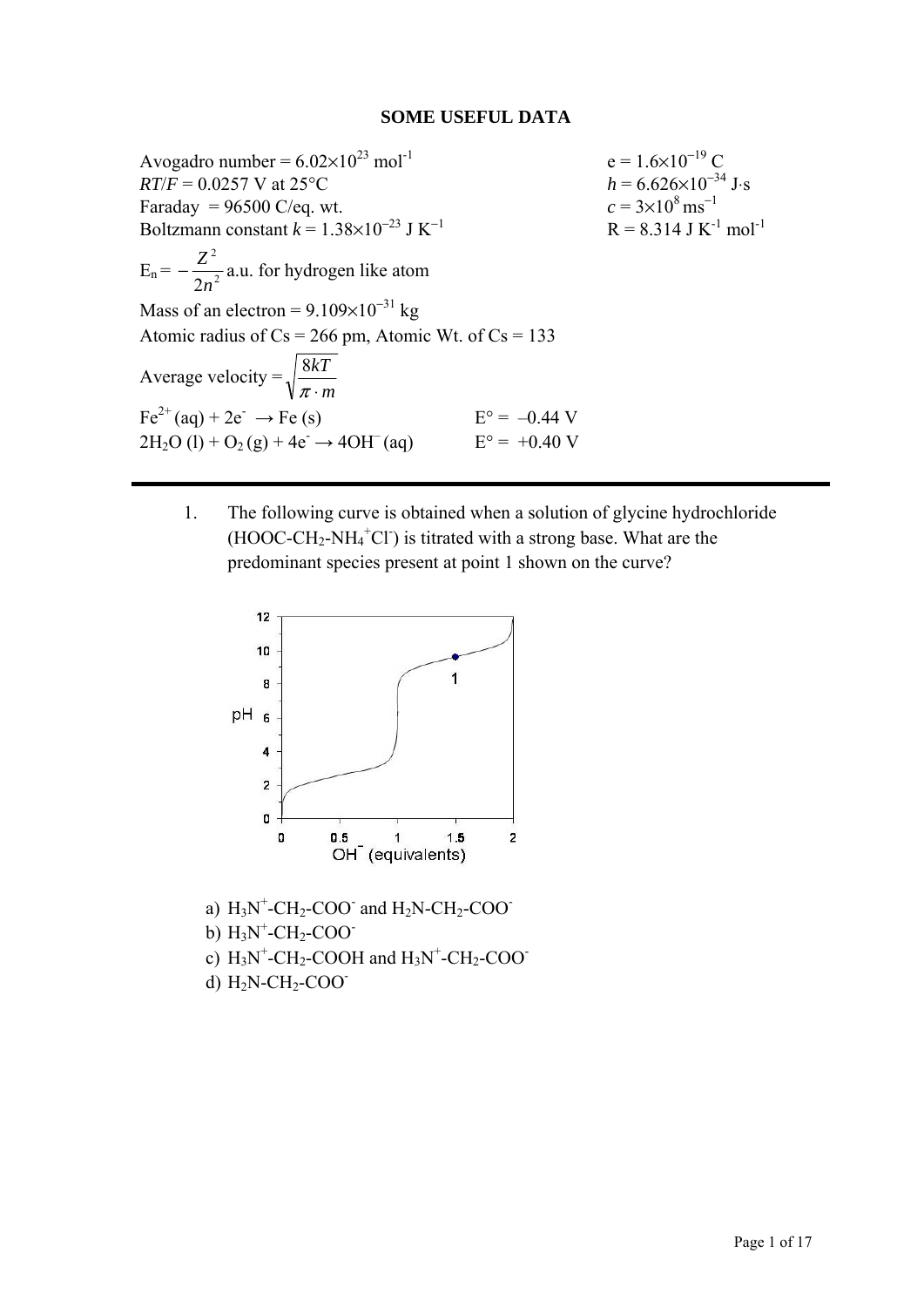**SOME USEFUL DATA**

Avogadro number = $6.02\times10^{23}$ mol$^{-1}$

$RT/F$ = 0.0257 V at 25°C

Faraday = 96500 C/eq. wt.

Boltzmann constant $k = 1.38\times10^{-23}$ J K$^{-1}$

e = $1.6\times10^{-19}$ C

$h = 6.626\times10^{-34}$ J·s

$c = 3\times10^{8}$ ms$^{-1}$

R = 8.314 J K$^{-1}$ mol$^{-1}$

$E_n = -\dfrac{Z^2}{2n^2}$ a.u. for hydrogen like atom

Mass of an electron = $9.109\times10^{-31}$ kg

Atomic radius of Cs = 266 pm, Atomic Wt. of Cs = 133

Average velocity = $\sqrt{\dfrac{8kT}{\pi \cdot m}}$

$Fe^{2+}$ (aq) + 2e$^-$ → Fe (s)    E° = –0.44 V

$2H_2O$ (l) + $O_2$ (g) + 4e$^-$ → $4OH^-$ (aq)    E° = +0.40 V

---

1. The following curve is obtained when a solution of glycine hydrochloride ($HOOC\text{-}CH_2\text{-}NH_4^+Cl^-$) is titrated with a strong base. What are the predominant species present at point 1 shown on the curve?

   a) $H_3N^+\text{-}CH_2\text{-}COO^-$ and $H_2N\text{-}CH_2\text{-}COO^-$
   b) $H_3N^+\text{-}CH_2\text{-}COO^-$
   c) $H_3N^+\text{-}CH_2\text{-}COOH$ and $H_3N^+\text{-}CH_2\text{-}COO^-$
   d) $H_2N\text{-}CH_2\text{-}COO^-$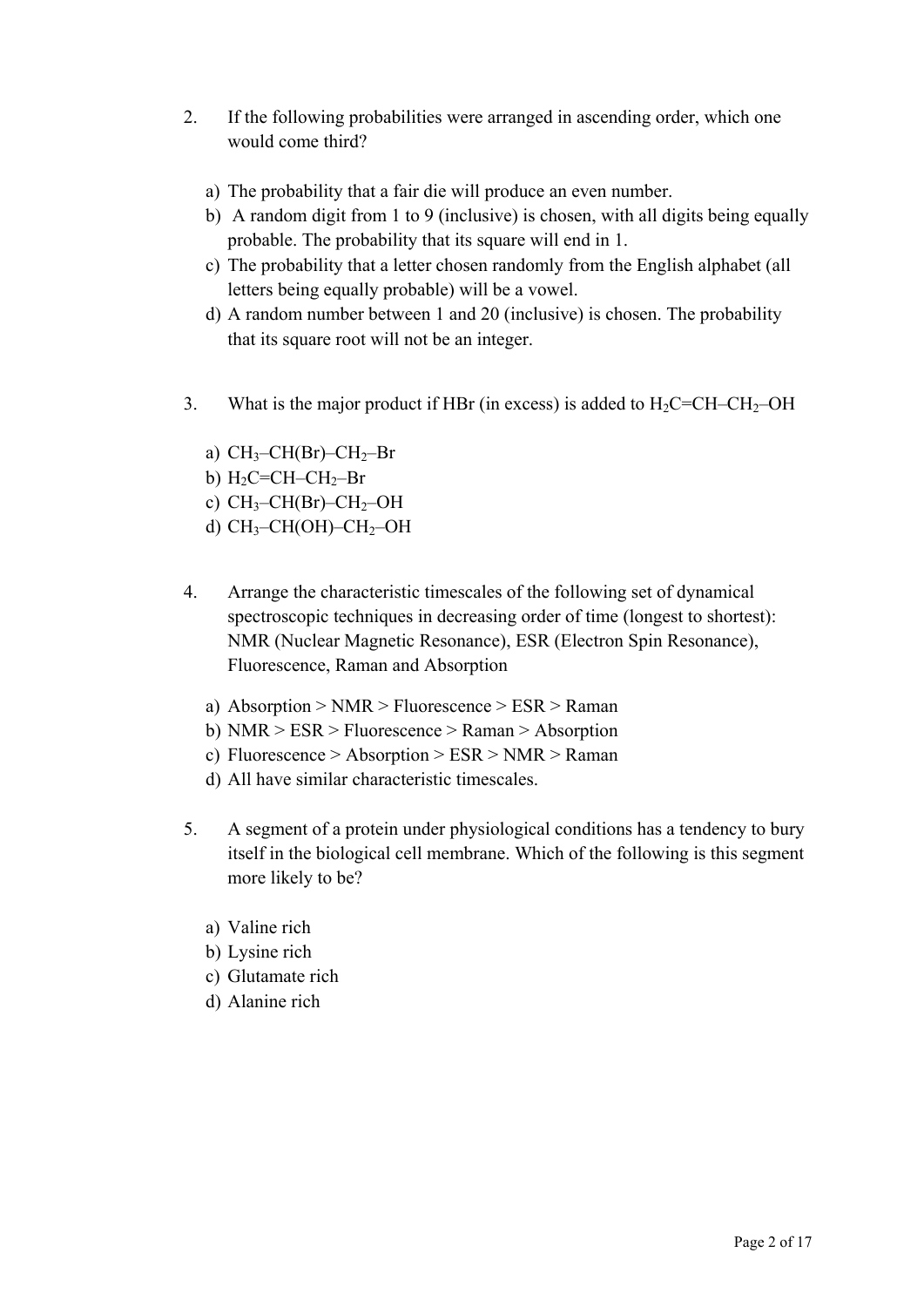2. If the following probabilities were arranged in ascending order, which one would come third?

   a) The probability that a fair die will produce an even number.
   b) A random digit from 1 to 9 (inclusive) is chosen, with all digits being equally probable. The probability that its square will end in 1.
   c) The probability that a letter chosen randomly from the English alphabet (all letters being equally probable) will be a vowel.
   d) A random number between 1 and 20 (inclusive) is chosen. The probability that its square root will not be an integer.

3. What is the major product if HBr (in excess) is added to $H_2C{=}CH{-}CH_2{-}OH$

   a) $CH_3{-}CH(Br){-}CH_2{-}Br$
   b) $H_2C{=}CH{-}CH_2{-}Br$
   c) $CH_3{-}CH(Br){-}CH_2{-}OH$
   d) $CH_3{-}CH(OH){-}CH_2{-}OH$

4. Arrange the characteristic timescales of the following set of dynamical spectroscopic techniques in decreasing order of time (longest to shortest): NMR (Nuclear Magnetic Resonance), ESR (Electron Spin Resonance), Fluorescence, Raman and Absorption

   a) Absorption > NMR > Fluorescence > ESR > Raman
   b) NMR > ESR > Fluorescence > Raman > Absorption
   c) Fluorescence > Absorption > ESR > NMR > Raman
   d) All have similar characteristic timescales.

5. A segment of a protein under physiological conditions has a tendency to bury itself in the biological cell membrane. Which of the following is this segment more likely to be?

   a) Valine rich
   b) Lysine rich
   c) Glutamate rich
   d) Alanine rich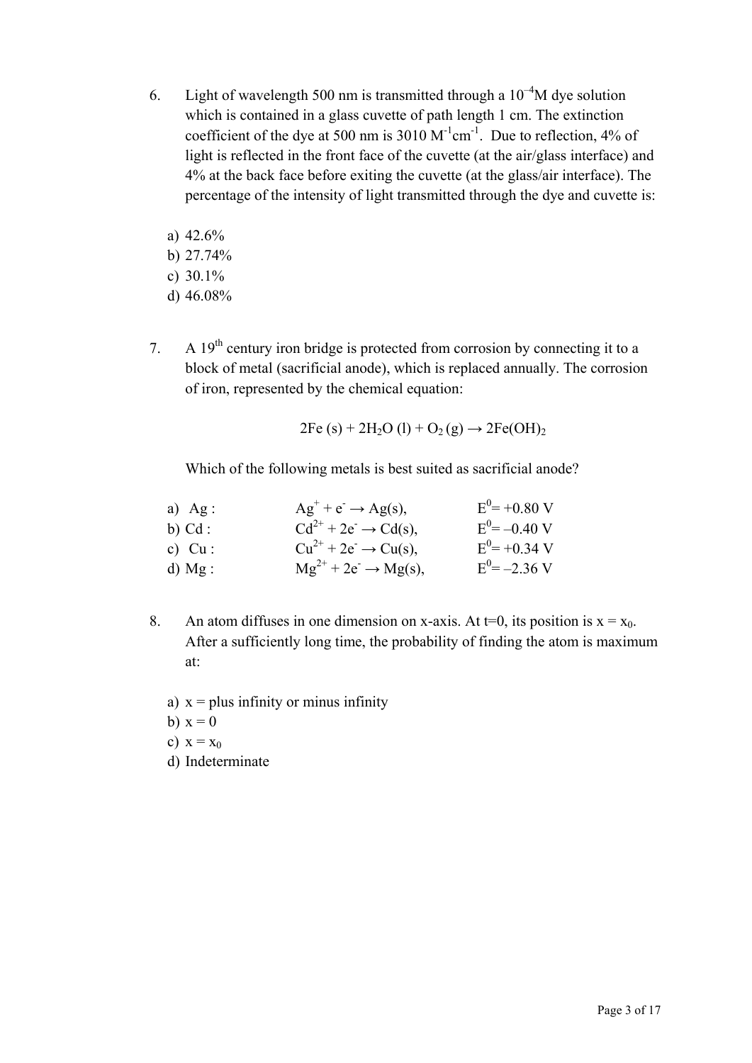6. Light of wavelength 500 nm is transmitted through a $10^{-4}$M dye solution which is contained in a glass cuvette of path length 1 cm. The extinction coefficient of the dye at 500 nm is 3010 $M^{-1}cm^{-1}$. Due to reflection, 4% of light is reflected in the front face of the cuvette (at the air/glass interface) and 4% at the back face before exiting the cuvette (at the glass/air interface). The percentage of the intensity of light transmitted through the dye and cuvette is:

   a) 42.6%
   b) 27.74%
   c) 30.1%
   d) 46.08%

7. A 19th century iron bridge is protected from corrosion by connecting it to a block of metal (sacrificial anode), which is replaced annually. The corrosion of iron, represented by the chemical equation:

$$2Fe\,(s) + 2H_2O\,(l) + O_2\,(g) \rightarrow 2Fe(OH)_2$$

   Which of the following metals is best suited as sacrificial anode?

   a) Ag : $Ag^+ + e^- \rightarrow Ag(s)$, $E^0 = +0.80$ V
   b) Cd : $Cd^{2+} + 2e^- \rightarrow Cd(s)$, $E^0 = -0.40$ V
   c) Cu : $Cu^{2+} + 2e^- \rightarrow Cu(s)$, $E^0 = +0.34$ V
   d) Mg : $Mg^{2+} + 2e^- \rightarrow Mg(s)$, $E^0 = -2.36$ V

8. An atom diffuses in one dimension on x-axis. At t=0, its position is $x = x_0$. After a sufficiently long time, the probability of finding the atom is maximum at:

   a) x = plus infinity or minus infinity
   b) x = 0
   c) $x = x_0$
   d) Indeterminate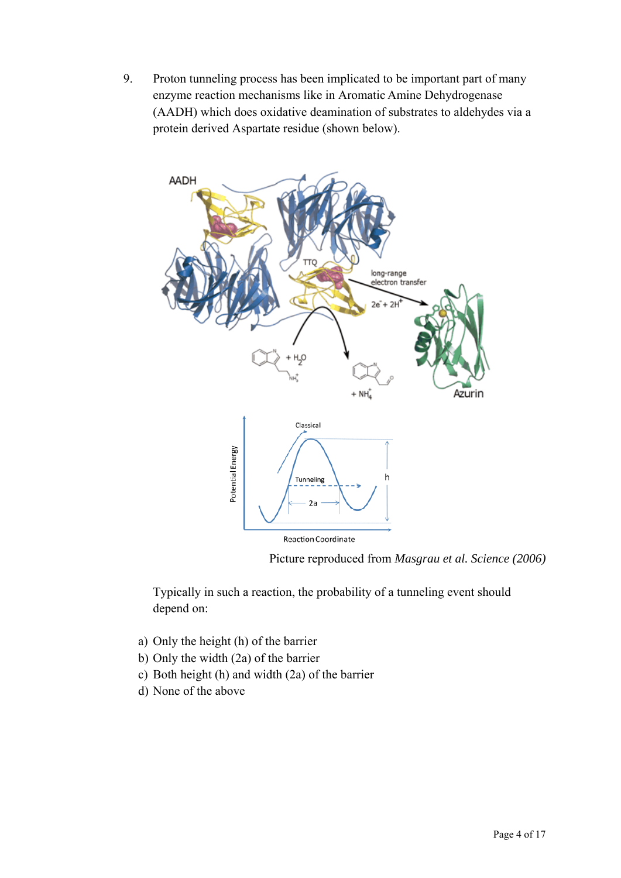9. Proton tunneling process has been implicated to be important part of many enzyme reaction mechanisms like in Aromatic Amine Dehydrogenase (AADH) which does oxidative deamination of substrates to aldehydes via a protein derived Aspartate residue (shown below).

Picture reproduced from *Masgrau et al. Science (2006)*

Typically in such a reaction, the probability of a tunneling event should depend on:

a) Only the height (h) of the barrier
b) Only the width (2a) of the barrier
c) Both height (h) and width (2a) of the barrier
d) None of the above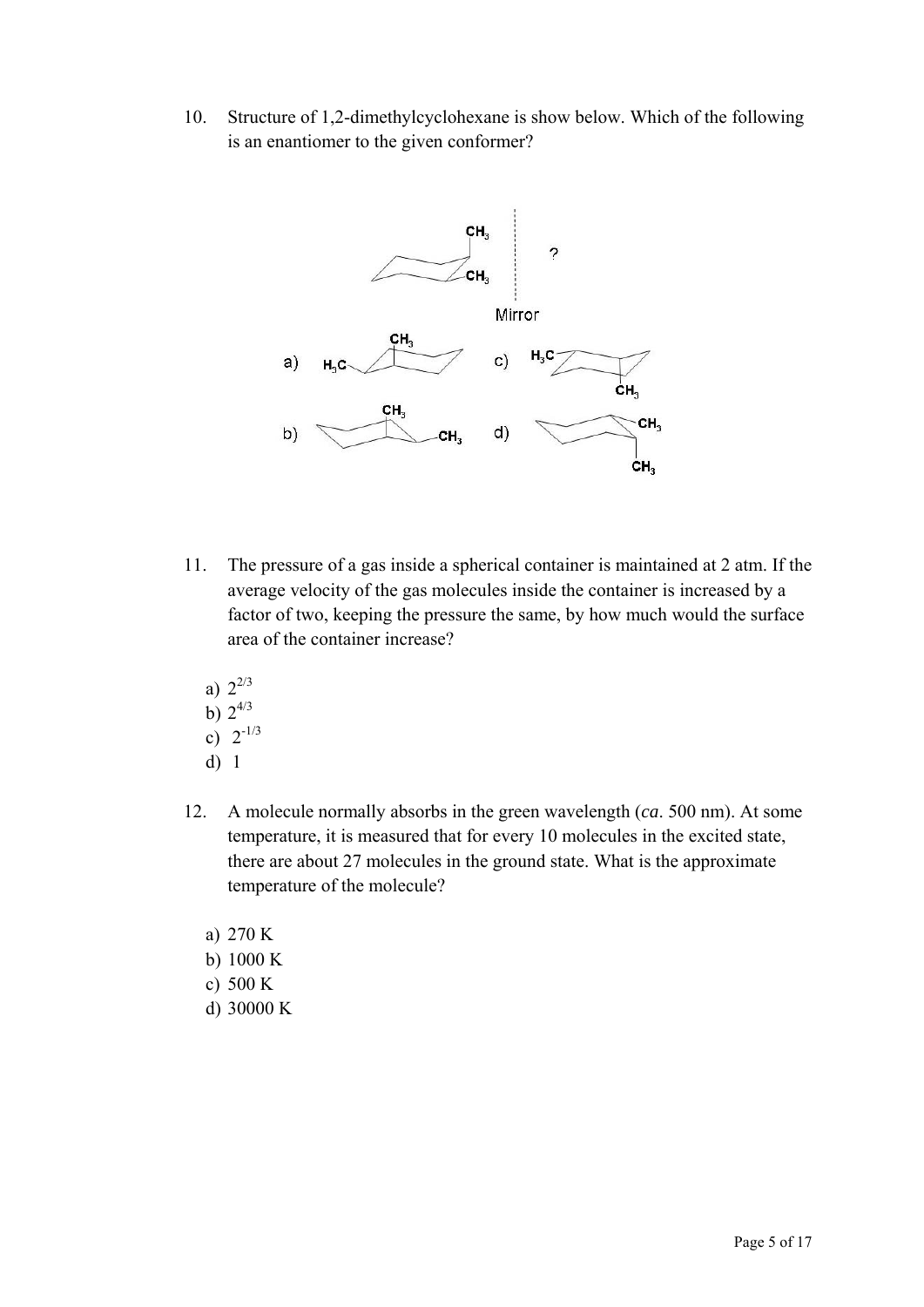10. Structure of 1,2-dimethylcyclohexane is show below. Which of the following is an enantiomer to the given conformer?

11. The pressure of a gas inside a spherical container is maintained at 2 atm. If the average velocity of the gas molecules inside the container is increased by a factor of two, keeping the pressure the same, by how much would the surface area of the container increase?

   a) $2^{2/3}$
   b) $2^{4/3}$
   c) $2^{-1/3}$
   d) 1

12. A molecule normally absorbs in the green wavelength (*ca*. 500 nm). At some temperature, it is measured that for every 10 molecules in the excited state, there are about 27 molecules in the ground state. What is the approximate temperature of the molecule?

   a) 270 K
   b) 1000 K
   c) 500 K
   d) 30000 K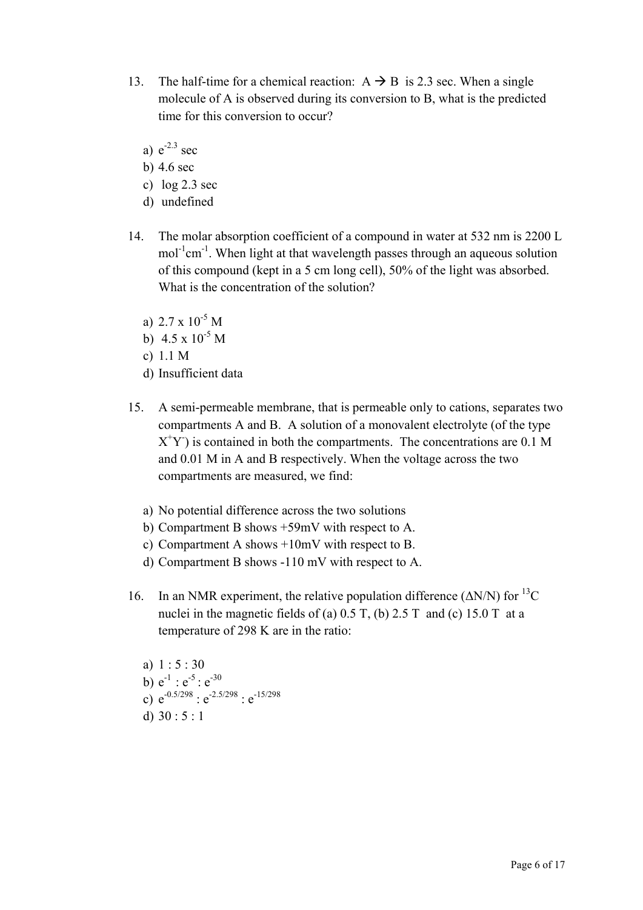13. The half-time for a chemical reaction: A → B is 2.3 sec. When a single molecule of A is observed during its conversion to B, what is the predicted time for this conversion to occur?

    a) $e^{-2.3}$ sec
    b) 4.6 sec
    c) log 2.3 sec
    d) undefined

14. The molar absorption coefficient of a compound in water at 532 nm is 2200 L $mol^{-1}cm^{-1}$. When light at that wavelength passes through an aqueous solution of this compound (kept in a 5 cm long cell), 50% of the light was absorbed. What is the concentration of the solution?

    a) $2.7 \times 10^{-5}$ M
    b) $4.5 \times 10^{-5}$ M
    c) 1.1 M
    d) Insufficient data

15. A semi-permeable membrane, that is permeable only to cations, separates two compartments A and B. A solution of a monovalent electrolyte (of the type $X^+Y^-$) is contained in both the compartments. The concentrations are 0.1 M and 0.01 M in A and B respectively. When the voltage across the two compartments are measured, we find:

    a) No potential difference across the two solutions
    b) Compartment B shows +59mV with respect to A.
    c) Compartment A shows +10mV with respect to B.
    d) Compartment B shows -110 mV with respect to A.

16. In an NMR experiment, the relative population difference ($\Delta N/N$) for $^{13}C$ nuclei in the magnetic fields of (a) 0.5 T, (b) 2.5 T and (c) 15.0 T at a temperature of 298 K are in the ratio:

    a) 1 : 5 : 30
    b) $e^{-1} : e^{-5} : e^{-30}$
    c) $e^{-0.5/298} : e^{-2.5/298} : e^{-15/298}$
    d) 30 : 5 : 1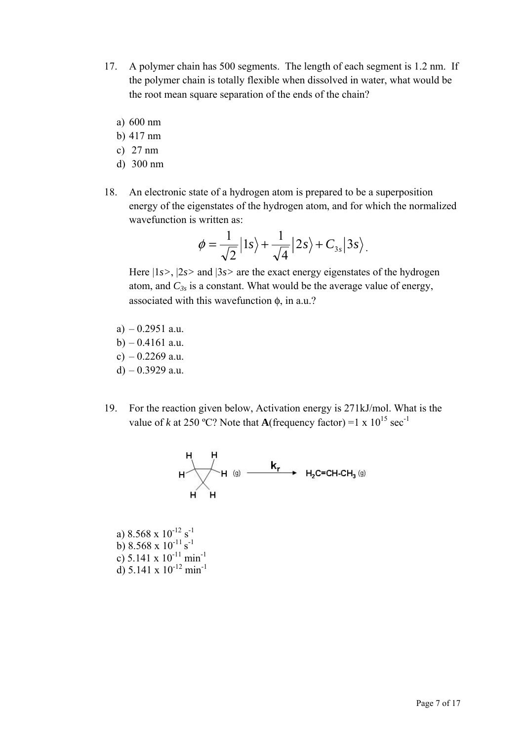17. A polymer chain has 500 segments. The length of each segment is 1.2 nm. If the polymer chain is totally flexible when dissolved in water, what would be the root mean square separation of the ends of the chain?

   a) 600 nm
   b) 417 nm
   c) 27 nm
   d) 300 nm

18. An electronic state of a hydrogen atom is prepared to be a superposition energy of the eigenstates of the hydrogen atom, and for which the normalized wavefunction is written as:

$$\phi = \frac{1}{\sqrt{2}}\left|1s\right\rangle + \frac{1}{\sqrt{4}}\left|2s\right\rangle + C_{3s}\left|3s\right\rangle.$$

   Here $|1s\rangle$, $|2s\rangle$ and $|3s\rangle$ are the exact energy eigenstates of the hydrogen atom, and $C_{3s}$ is a constant. What would be the average value of energy, associated with this wavefunction $\phi$, in a.u.?

   a) – 0.2951 a.u.
   b) – 0.4161 a.u.
   c) – 0.2269 a.u.
   d) – 0.3929 a.u.

19. For the reaction given below, Activation energy is 271kJ/mol. What is the value of $k$ at 250 ºC? Note that **A**(frequency factor) =1 x $10^{15}$ $\text{sec}^{-1}$

   cyclopropane (g) $\xrightarrow{k_r}$ $H_2C{=}CH{-}CH_3$ (g)

   a) 8.568 x $10^{-12}$ $s^{-1}$
   b) 8.568 x $10^{-11}$ $s^{-1}$
   c) 5.141 x $10^{-11}$ $min^{-1}$
   d) 5.141 x $10^{-12}$ $min^{-1}$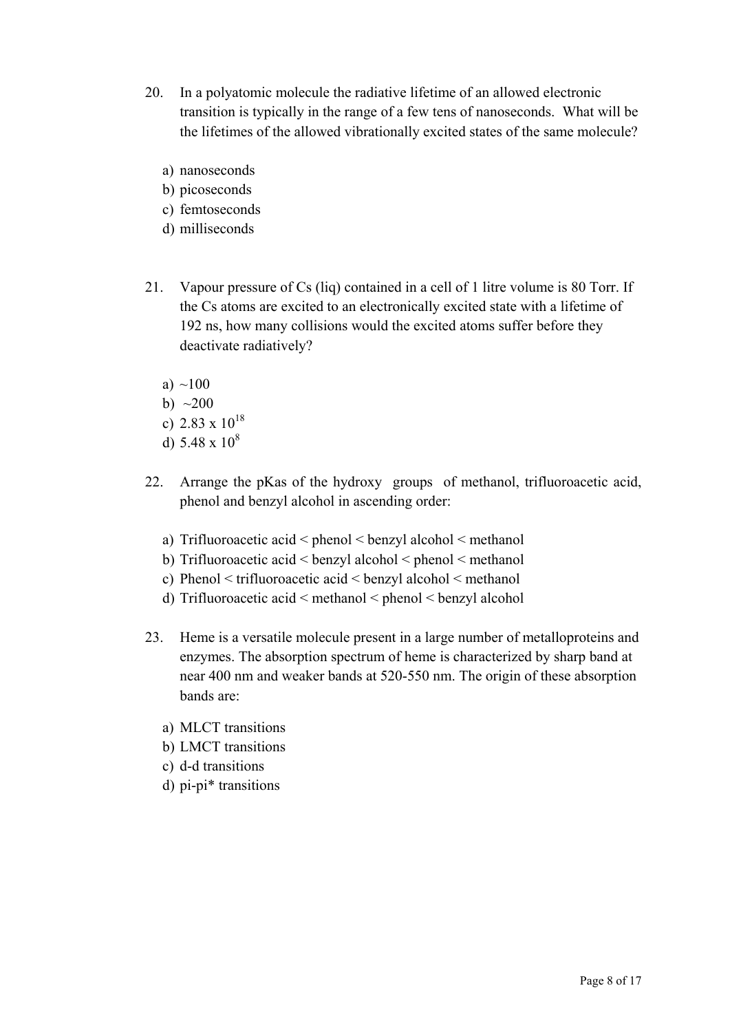20. In a polyatomic molecule the radiative lifetime of an allowed electronic transition is typically in the range of a few tens of nanoseconds. What will be the lifetimes of the allowed vibrationally excited states of the same molecule?

    a) nanoseconds
    b) picoseconds
    c) femtoseconds
    d) milliseconds

21. Vapour pressure of Cs (liq) contained in a cell of 1 litre volume is 80 Torr. If the Cs atoms are excited to an electronically excited state with a lifetime of 192 ns, how many collisions would the excited atoms suffer before they deactivate radiatively?

    a) ~100
    b) ~200
    c) $2.83 \times 10^{18}$
    d) $5.48 \times 10^{8}$

22. Arrange the pKas of the hydroxy groups of methanol, trifluoroacetic acid, phenol and benzyl alcohol in ascending order:

    a) Trifluoroacetic acid < phenol < benzyl alcohol < methanol
    b) Trifluoroacetic acid < benzyl alcohol < phenol < methanol
    c) Phenol < trifluoroacetic acid < benzyl alcohol < methanol
    d) Trifluoroacetic acid < methanol < phenol < benzyl alcohol

23. Heme is a versatile molecule present in a large number of metalloproteins and enzymes. The absorption spectrum of heme is characterized by sharp band at near 400 nm and weaker bands at 520-550 nm. The origin of these absorption bands are:

    a) MLCT transitions
    b) LMCT transitions
    c) d-d transitions
    d) pi-pi* transitions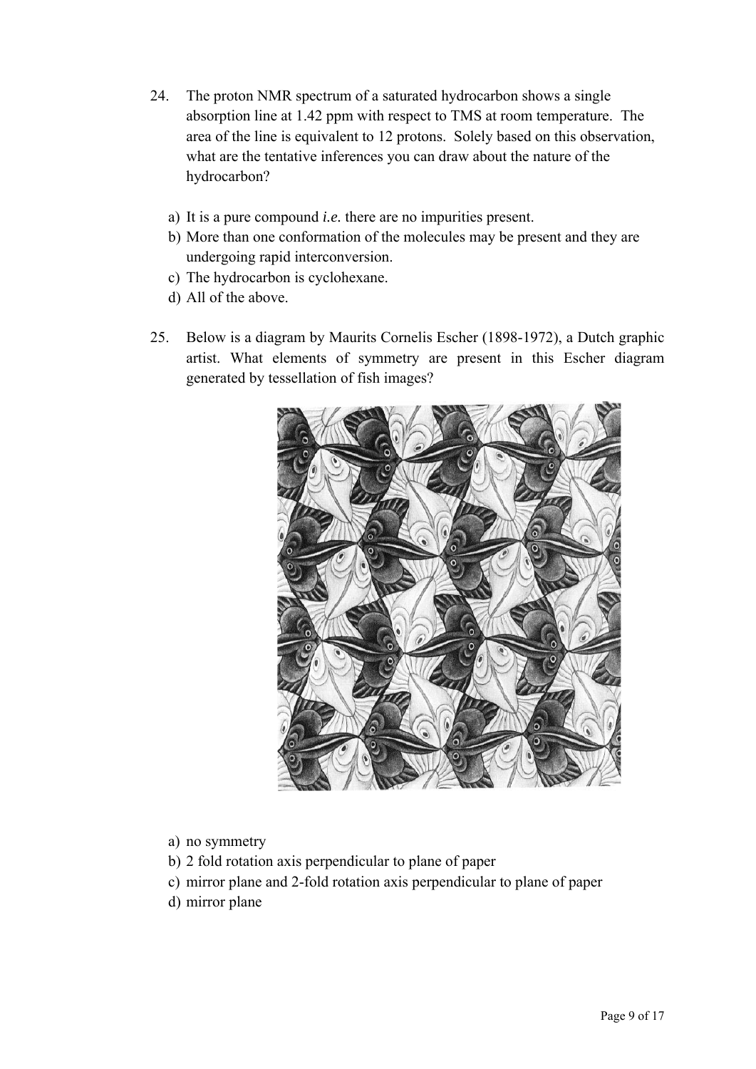24. The proton NMR spectrum of a saturated hydrocarbon shows a single absorption line at 1.42 ppm with respect to TMS at room temperature. The area of the line is equivalent to 12 protons. Solely based on this observation, what are the tentative inferences you can draw about the nature of the hydrocarbon?

   a) It is a pure compound *i.e.* there are no impurities present.
   b) More than one conformation of the molecules may be present and they are undergoing rapid interconversion.
   c) The hydrocarbon is cyclohexane.
   d) All of the above.

25. Below is a diagram by Maurits Cornelis Escher (1898-1972), a Dutch graphic artist. What elements of symmetry are present in this Escher diagram generated by tessellation of fish images?

   a) no symmetry
   b) 2 fold rotation axis perpendicular to plane of paper
   c) mirror plane and 2-fold rotation axis perpendicular to plane of paper
   d) mirror plane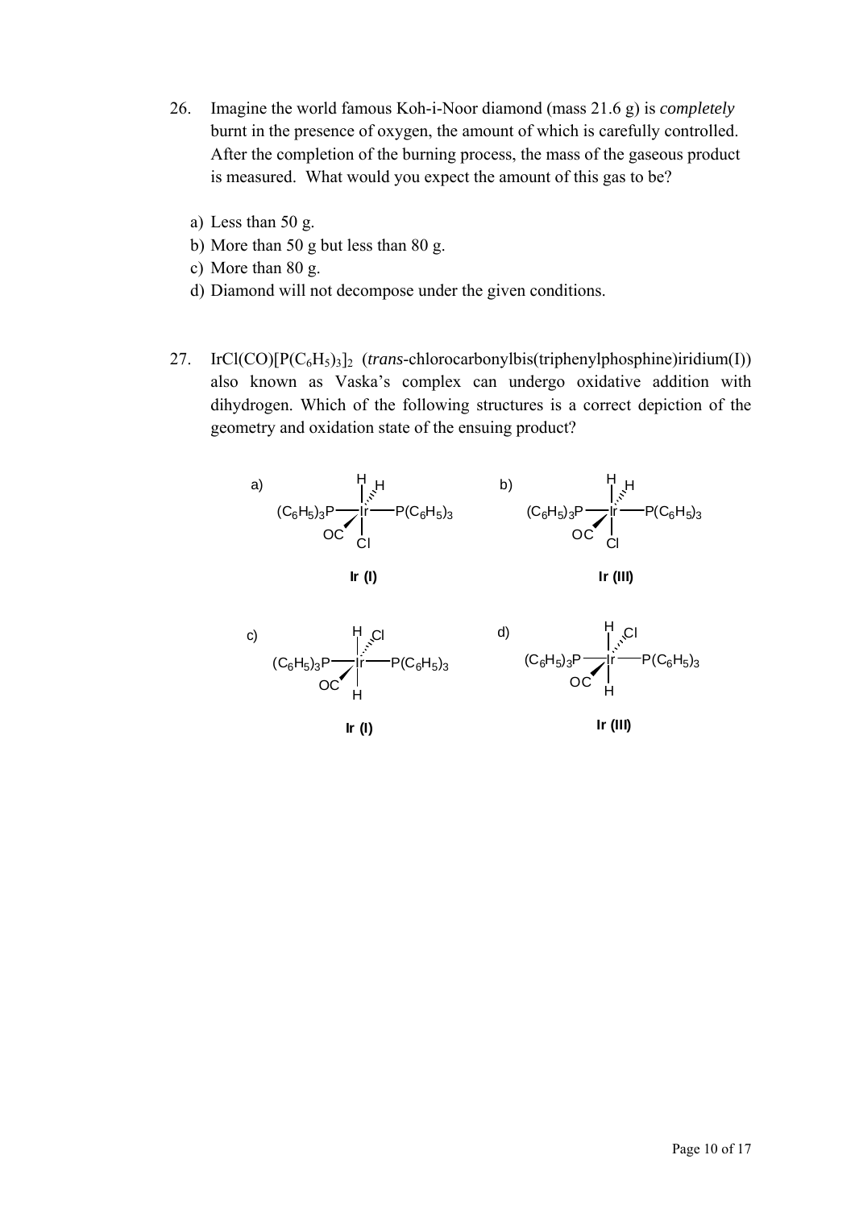26. Imagine the world famous Koh-i-Noor diamond (mass 21.6 g) is *completely* burnt in the presence of oxygen, the amount of which is carefully controlled. After the completion of the burning process, the mass of the gaseous product is measured. What would you expect the amount of this gas to be?

   a) Less than 50 g.
   b) More than 50 g but less than 80 g.
   c) More than 80 g.
   d) Diamond will not decompose under the given conditions.

27. $IrCl(CO)[P(C_6H_5)_3]_2$ (*trans*-chlorocarbonylbis(triphenylphosphine)iridium(I)) also known as Vaska's complex can undergo oxidative addition with dihydrogen. Which of the following structures is a correct depiction of the geometry and oxidation state of the ensuing product?

   a) Ir bonded to H (up), H (up, hashed), $(C_6H_5)_3P$ (left), $P(C_6H_5)_3$ (right), OC (wedge), Cl (down) — **Ir (I)**

   b) Ir bonded to H (up), H (up, hashed), $(C_6H_5)_3P$ (left), $P(C_6H_5)_3$ (right), OC (wedge), Cl (down) — **Ir (III)**

   c) Ir bonded to H (up), Cl (up, hashed), $(C_6H_5)_3P$ (left), $P(C_6H_5)_3$ (right), OC (wedge), H (down) — **Ir (I)**

   d) Ir bonded to H (up), Cl (up, hashed), $(C_6H_5)_3P$ (left), $P(C_6H_5)_3$ (right), OC (wedge), H (down) — **Ir (III)**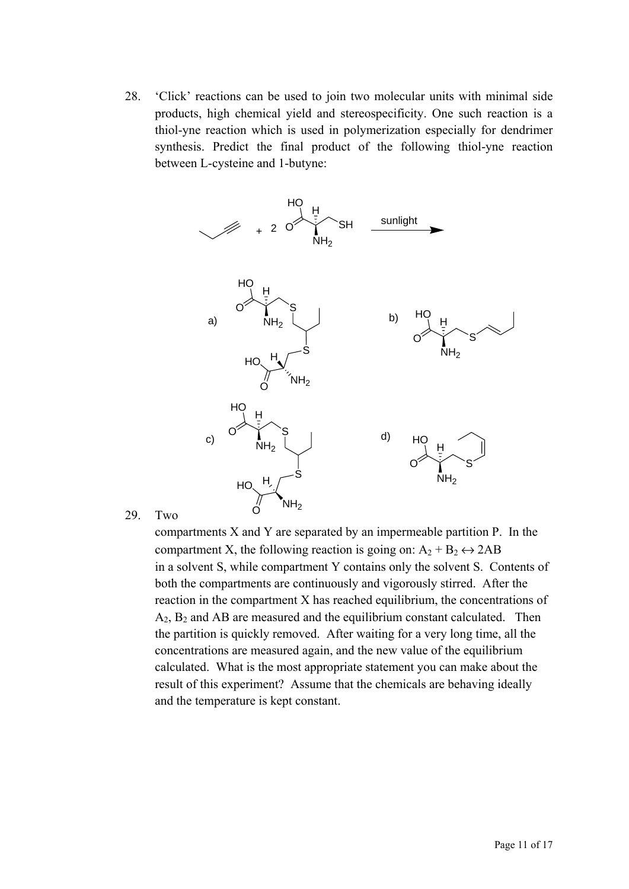28. 'Click' reactions can be used to join two molecular units with minimal side products, high chemical yield and stereospecificity. One such reaction is a thiol-yne reaction which is used in polymerization especially for dendrimer synthesis. Predict the final product of the following thiol-yne reaction between L-cysteine and 1-butyne:

+ 2 HO, O, H, SH, $NH_2$ → sunlight

a) HO, H, O, $NH_2$, S, S, HO, H, O, $NH_2$

b) HO, H, O, $NH_2$, S

c) HO, H, O, $NH_2$, S, S, HO, H, O, $NH_2$

d) HO, H, O, $NH_2$, S

29. Two compartments X and Y are separated by an impermeable partition P. In the compartment X, the following reaction is going on: $A_2 + B_2 \leftrightarrow 2AB$ in a solvent S, while compartment Y contains only the solvent S. Contents of both the compartments are continuously and vigorously stirred. After the reaction in the compartment X has reached equilibrium, the concentrations of $A_2$, $B_2$ and AB are measured and the equilibrium constant calculated. Then the partition is quickly removed. After waiting for a very long time, all the concentrations are measured again, and the new value of the equilibrium calculated. What is the most appropriate statement you can make about the result of this experiment? Assume that the chemicals are behaving ideally and the temperature is kept constant.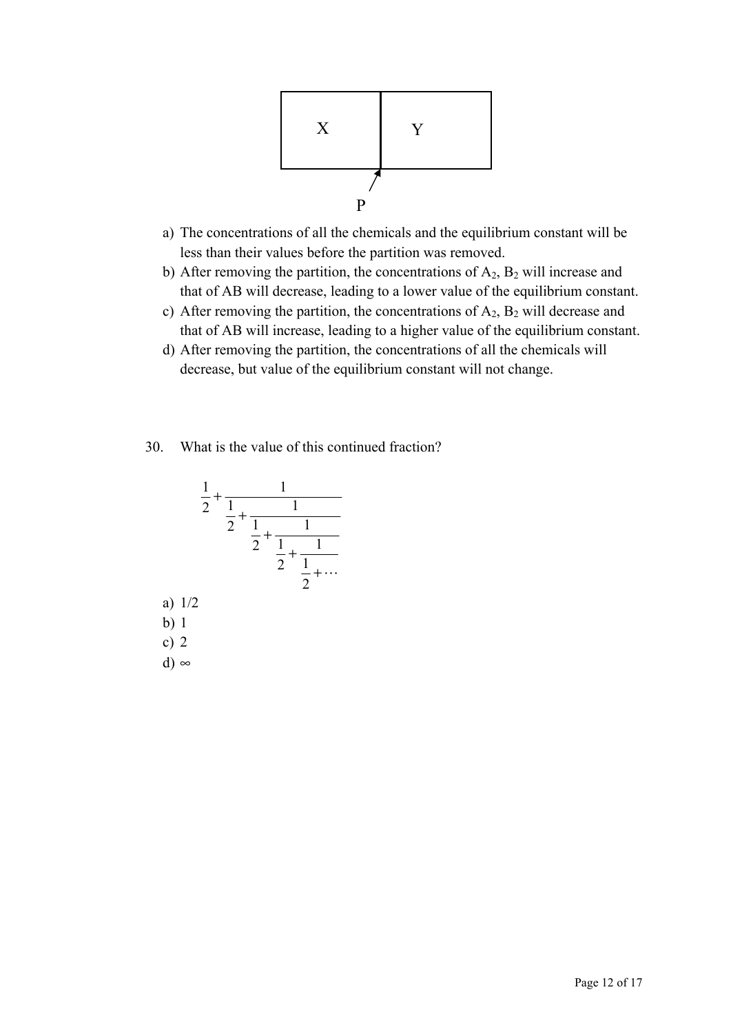X | Y

P

a) The concentrations of all the chemicals and the equilibrium constant will be less than their values before the partition was removed.
b) After removing the partition, the concentrations of $A_2$, $B_2$ will increase and that of AB will decrease, leading to a lower value of the equilibrium constant.
c) After removing the partition, the concentrations of $A_2$, $B_2$ will decrease and that of AB will increase, leading to a higher value of the equilibrium constant.
d) After removing the partition, the concentrations of all the chemicals will decrease, but value of the equilibrium constant will not change.

30. What is the value of this continued fraction?

$$\frac{1}{2}+\cfrac{1}{\frac{1}{2}+\cfrac{1}{\frac{1}{2}+\cfrac{1}{\frac{1}{2}+\cfrac{1}{\frac{1}{2}+\cdots}}}}$$

a) 1/2
b) 1
c) 2
d) $\infty$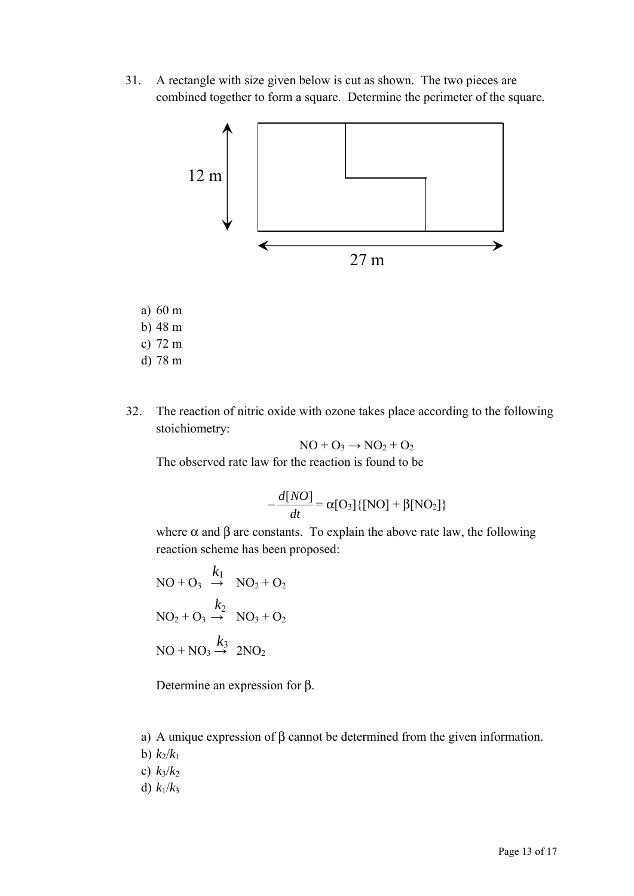31. A rectangle with size given below is cut as shown. The two pieces are combined together to form a square. Determine the perimeter of the square.

12 m

27 m

a) 60 m
b) 48 m
c) 72 m
d) 78 m

32. The reaction of nitric oxide with ozone takes place according to the following stoichiometry:

$$NO + O_3 \rightarrow NO_2 + O_2$$

The observed rate law for the reaction is found to be

$$-\frac{d[NO]}{dt} = \alpha[O_3]\{[NO] + \beta[NO_2]\}$$

where $\alpha$ and $\beta$ are constants. To explain the above rate law, the following reaction scheme has been proposed:

$$NO + O_3 \xrightarrow{k_1} NO_2 + O_2$$

$$NO_2 + O_3 \xrightarrow{k_2} NO_3 + O_2$$

$$NO + NO_3 \xrightarrow{k_3} 2NO_2$$

Determine an expression for $\beta$.

a) A unique expression of $\beta$ cannot be determined from the given information.
b) $k_2/k_1$
c) $k_3/k_2$
d) $k_1/k_3$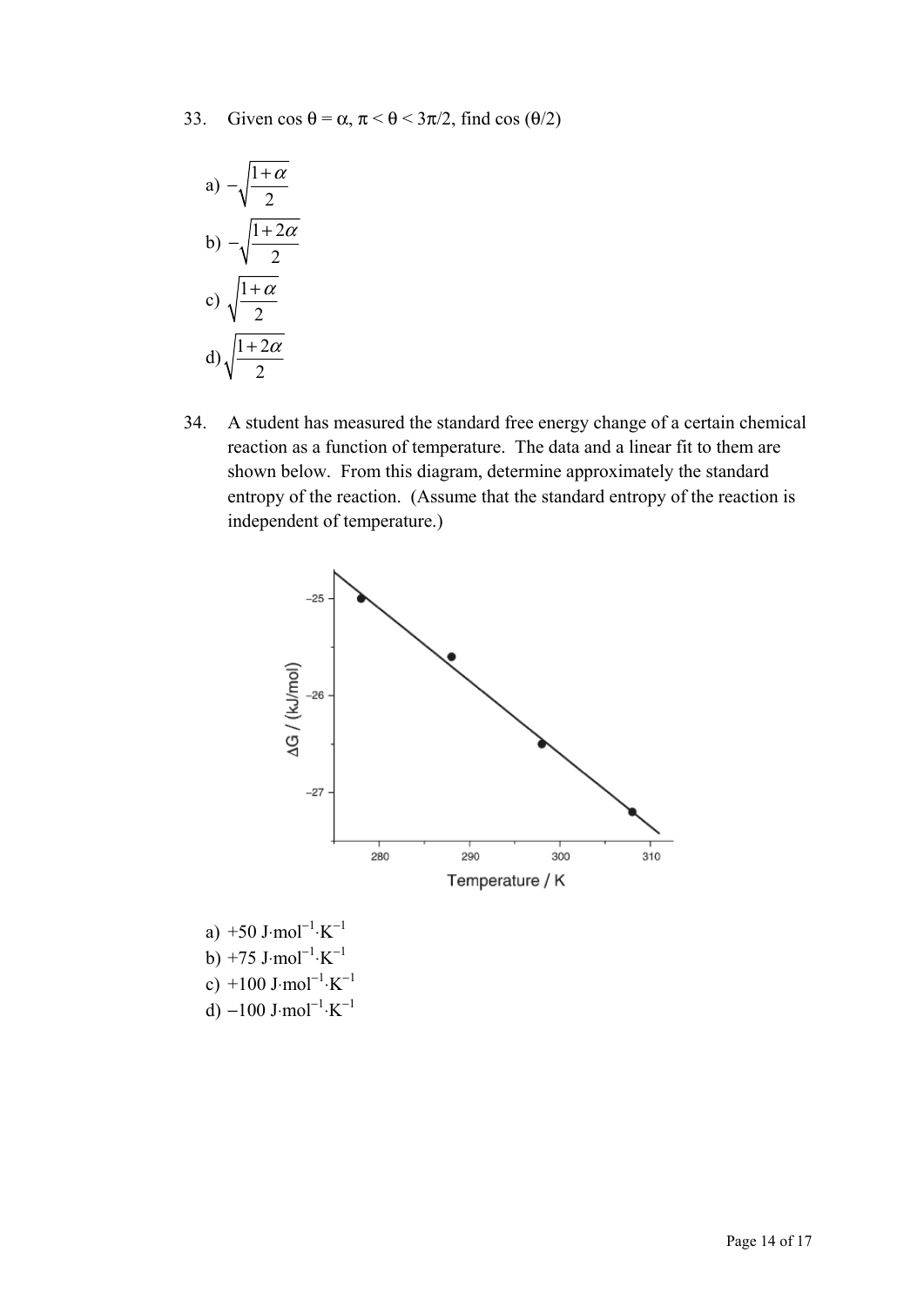33. Given $\cos\theta = \alpha$, $\pi < \theta < 3\pi/2$, find $\cos(\theta/2)$

a) $-\sqrt{\dfrac{1+\alpha}{2}}$

b) $-\sqrt{\dfrac{1+2\alpha}{2}}$

c) $\sqrt{\dfrac{1+\alpha}{2}}$

d) $\sqrt{\dfrac{1+2\alpha}{2}}$

34. A student has measured the standard free energy change of a certain chemical reaction as a function of temperature. The data and a linear fit to them are shown below. From this diagram, determine approximately the standard entropy of the reaction. (Assume that the standard entropy of the reaction is independent of temperature.)

a) $+50\ \mathrm{J\cdot mol^{-1}\cdot K^{-1}}$

b) $+75\ \mathrm{J\cdot mol^{-1}\cdot K^{-1}}$

c) $+100\ \mathrm{J\cdot mol^{-1}\cdot K^{-1}}$

d) $-100\ \mathrm{J\cdot mol^{-1}\cdot K^{-1}}$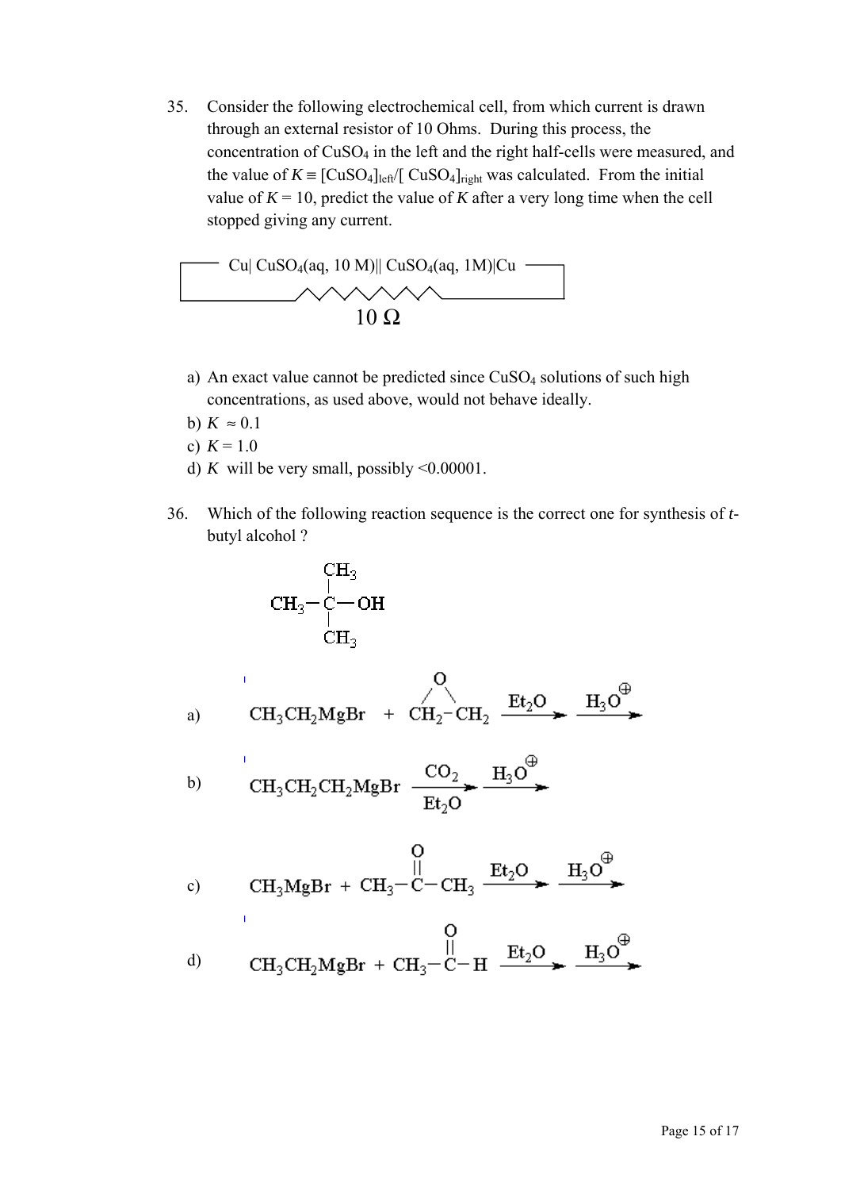35. Consider the following electrochemical cell, from which current is drawn through an external resistor of 10 Ohms. During this process, the concentration of $CuSO_4$ in the left and the right half-cells were measured, and the value of $K \equiv [CuSO_4]_{left}/[CuSO_4]_{right}$ was calculated. From the initial value of $K = 10$, predict the value of $K$ after a very long time when the cell stopped giving any current.

$$Cu|\ CuSO_4(aq, 10\ M)||\ CuSO_4(aq, 1M)|Cu$$

10 Ω

a) An exact value cannot be predicted since $CuSO_4$ solutions of such high concentrations, as used above, would not behave ideally.
b) $K \approx 0.1$
c) $K = 1.0$
d) $K$ will be very small, possibly <0.00001.

36. Which of the following reaction sequence is the correct one for synthesis of *t*-butyl alcohol ?

$$CH_3-\underset{CH_3}{\overset{CH_3}{C}}-OH$$

a) $CH_3CH_2MgBr + \underset{\text{(epoxide, O bridging)}}{CH_2-CH_2} \xrightarrow{Et_2O} \xrightarrow{H_3O^{\oplus}}$

b) $CH_3CH_2CH_2MgBr \xrightarrow[Et_2O]{CO_2} \xrightarrow{H_3O^{\oplus}}$

c) $CH_3MgBr + CH_3-\overset{O}{\overset{||}{C}}-CH_3 \xrightarrow{Et_2O} \xrightarrow{H_3O^{\oplus}}$

d) $CH_3CH_2MgBr + CH_3-\overset{O}{\overset{||}{C}}-H \xrightarrow{Et_2O} \xrightarrow{H_3O^{\oplus}}$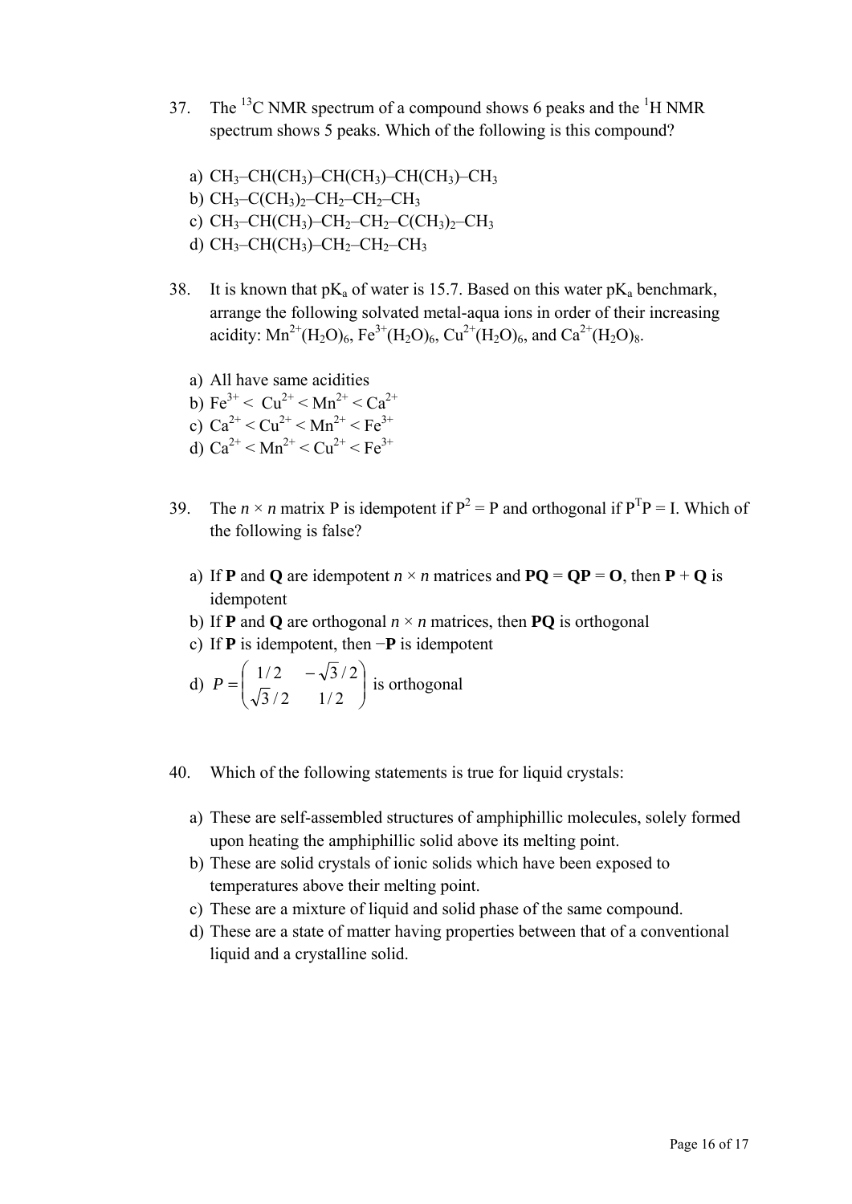37. The $^{13}C$ NMR spectrum of a compound shows 6 peaks and the $^{1}H$ NMR spectrum shows 5 peaks. Which of the following is this compound?

   a) $CH_3$–$CH(CH_3)$–$CH(CH_3)$–$CH(CH_3)$–$CH_3$
   b) $CH_3$–$C(CH_3)_2$–$CH_2$–$CH_2$–$CH_3$
   c) $CH_3$–$CH(CH_3)$–$CH_2$–$CH_2$–$C(CH_3)_2$–$CH_3$
   d) $CH_3$–$CH(CH_3)$–$CH_2$–$CH_2$–$CH_3$

38. It is known that $pK_a$ of water is 15.7. Based on this water $pK_a$ benchmark, arrange the following solvated metal-aqua ions in order of their increasing acidity: $Mn^{2+}(H_2O)_6$, $Fe^{3+}(H_2O)_6$, $Cu^{2+}(H_2O)_6$, and $Ca^{2+}(H_2O)_8$.

   a) All have same acidities
   b) $Fe^{3+} < Cu^{2+} < Mn^{2+} < Ca^{2+}$
   c) $Ca^{2+} < Cu^{2+} < Mn^{2+} < Fe^{3+}$
   d) $Ca^{2+} < Mn^{2+} < Cu^{2+} < Fe^{3+}$

39. The $n \times n$ matrix P is idempotent if $P^2 = P$ and orthogonal if $P^TP = I$. Which of the following is false?

   a) If **P** and **Q** are idempotent $n \times n$ matrices and $\mathbf{PQ} = \mathbf{QP} = \mathbf{O}$, then $\mathbf{P} + \mathbf{Q}$ is idempotent
   b) If **P** and **Q** are orthogonal $n \times n$ matrices, then **PQ** is orthogonal
   c) If **P** is idempotent, then $-\mathbf{P}$ is idempotent
   d) $P = \begin{pmatrix} 1/2 & -\sqrt{3}/2 \\ \sqrt{3}/2 & 1/2 \end{pmatrix}$ is orthogonal

40. Which of the following statements is true for liquid crystals:

   a) These are self-assembled structures of amphiphillic molecules, solely formed upon heating the amphiphillic solid above its melting point.
   b) These are solid crystals of ionic solids which have been exposed to temperatures above their melting point.
   c) These are a mixture of liquid and solid phase of the same compound.
   d) These are a state of matter having properties between that of a conventional liquid and a crystalline solid.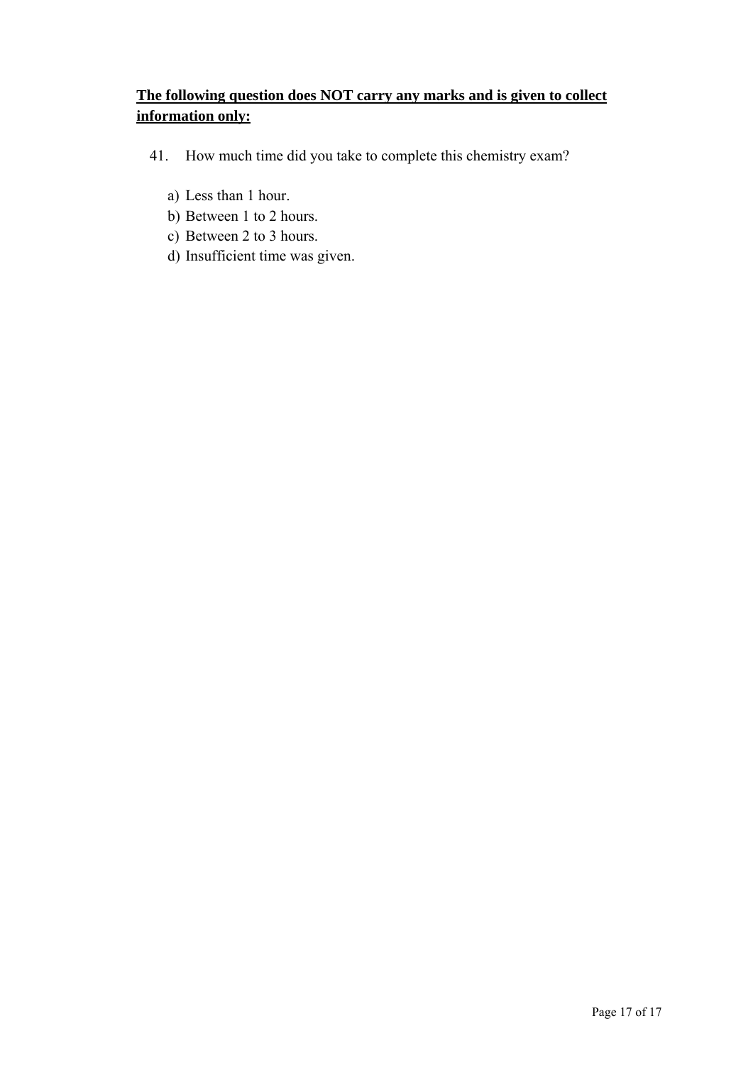**<u>The following question does NOT carry any marks and is given to collect information only:</u>**

41. How much time did you take to complete this chemistry exam?

    a) Less than 1 hour.
    b) Between 1 to 2 hours.
    c) Between 2 to 3 hours.
    d) Insufficient time was given.